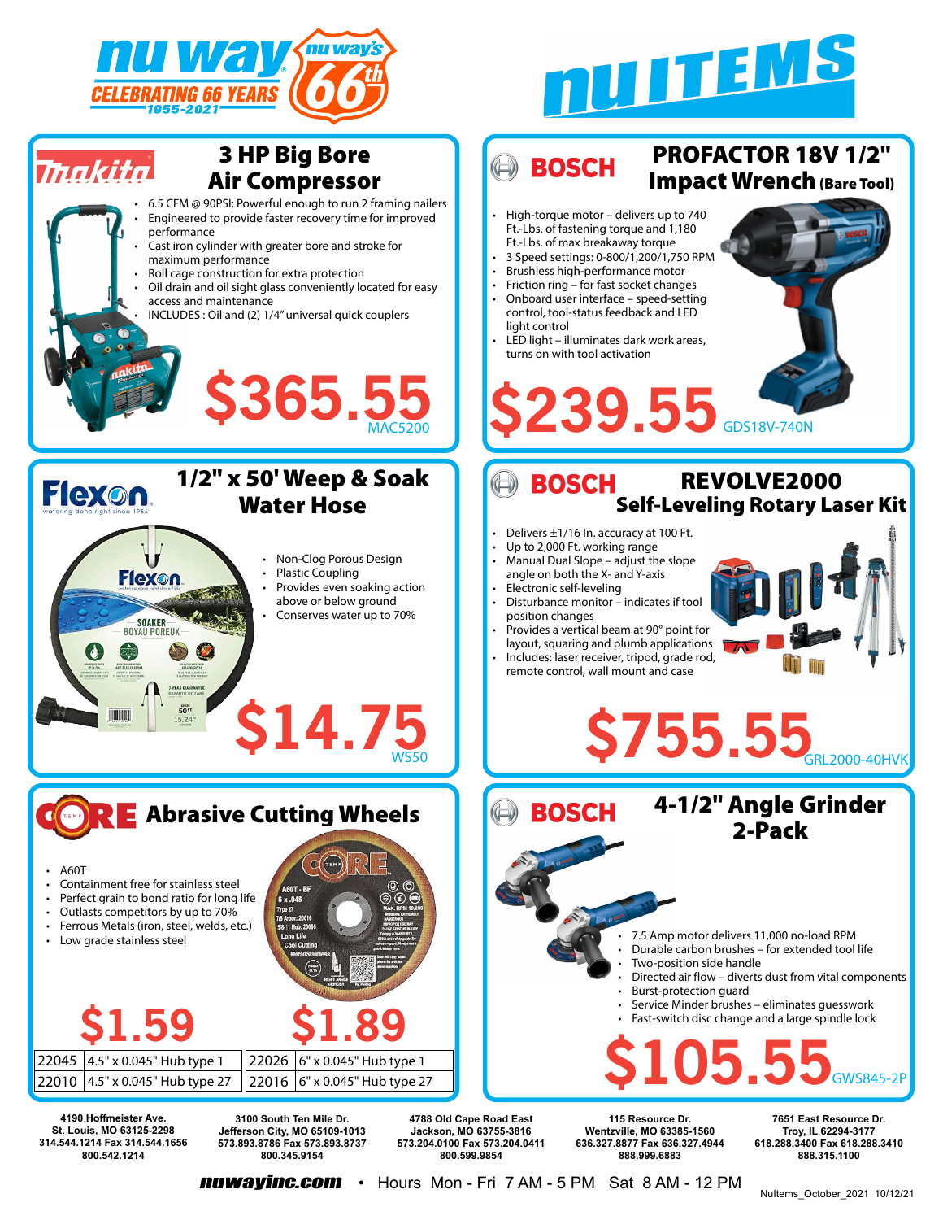# nu way — CELEBRATING 66 YEARS 1955-2021

# nu ITEMS

## Makita — 3 HP Big Bore Air Compressor

- 6.5 CFM @ 90PSI; Powerful enough to run 2 framing nailers
- Engineered to provide faster recovery time for improved performance
- Cast iron cylinder with greater bore and stroke for maximum performance
- Roll cage construction for extra protection
- Oil drain and oil sight glass conveniently located for easy access and maintenance
- INCLUDES : Oil and (2) 1/4" universal quick couplers

**$365.55** MAC5200

## BOSCH — PROFACTOR 18V 1/2" Impact Wrench (Bare Tool)

- High-torque motor – delivers up to 740 Ft.-Lbs. of fastening torque and 1,180 Ft.-Lbs. of max breakaway torque
- 3 Speed settings: 0-800/1,200/1,750 RPM
- Brushless high-performance motor
- Friction ring – for fast socket changes
- Onboard user interface – speed-setting control, tool-status feedback and LED light control
- LED light – illuminates dark work areas, turns on with tool activation

**$239.55** GDS18V-740N

## Flexon — 1/2" x 50' Weep & Soak Water Hose

- Non-Clog Porous Design
- Plastic Coupling
- Provides even soaking action above or below ground
- Conserves water up to 70%

**$14.75** WS50

## BOSCH — REVOLVE2000 Self-Leveling Rotary Laser Kit

- Delivers ±1/16 In. accuracy at 100 Ft.
- Up to 2,000 Ft. working range
- Manual Dual Slope – adjust the slope angle on both the X- and Y-axis
- Electronic self-leveling
- Disturbance monitor – indicates if tool position changes
- Provides a vertical beam at 90° point for layout, squaring and plumb applications
- Includes: laser receiver, tripod, grade rod, remote control, wall mount and case

**$755.55** GRL2000-40HVK

## CORE Abrasive Cutting Wheels

- A60T
- Containment free for stainless steel
- Perfect grain to bond ratio for long life
- Outlasts competitors by up to 70%
- Ferrous Metals (iron, steel, welds, etc.)
- Low grade stainless steel

| $1.59 | | $1.89 | |
|---|---|---|---|
| 22045 | 4.5" x 0.045" Hub type 1 | 22026 | 6" x 0.045" Hub type 1 |
| 22010 | 4.5" x 0.045" Hub type 27 | 22016 | 6" x 0.045" Hub type 27 |

## BOSCH — 4-1/2" Angle Grinder 2-Pack

- 7.5 Amp motor delivers 11,000 no-load RPM
- Durable carbon brushes – for extended tool life
- Two-position side handle
- Directed air flow – diverts dust from vital components
- Burst-protection guard
- Service Minder brushes – eliminates guesswork
- Fast-switch disc change and a large spindle lock

**$105.55** GWS845-2P

---

**4190 Hoffmeister Ave.**
St. Louis, MO 63125-2298
314.544.1214 Fax 314.544.1656
800.542.1214

**3100 South Ten Mile Dr.**
Jefferson City, MO 65109-1013
573.893.8786 Fax 573.893.8737
800.345.9154

**4788 Old Cape Road East**
Jackson, MO 63755-3816
573.204.0100 Fax 573.204.0411
800.599.9854

**115 Resource Dr.**
Wentzville, MO 63385-1560
636.327.8877 Fax 636.327.4944
888.999.6883

**7651 East Resource Dr.**
Troy, IL 62294-3177
618.288.3400 Fax 618.288.3410
888.315.1100

**nuwayinc.com** • Hours Mon - Fri 7 AM - 5 PM Sat 8 AM - 12 PM

NuItems_October_2021 10/12/21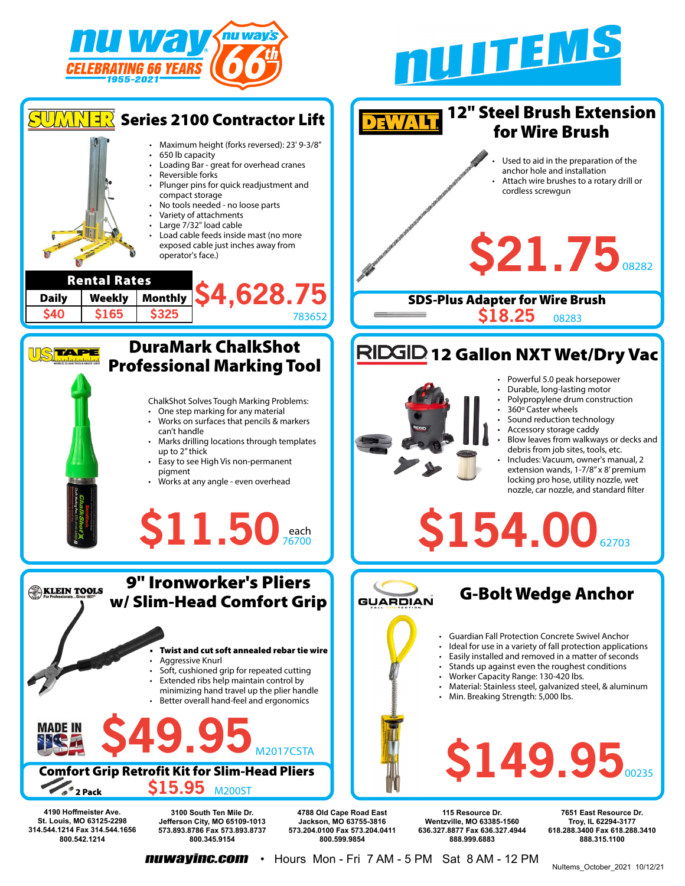# nu way — CELEBRATING 66 YEARS 1955-2021 — nu way's 66th

# nu ITEMS

## SUMNER Series 2100 Contractor Lift

- Maximum height (forks reversed): 23' 9-3/8"
- 650 lb capacity
- Loading Bar - great for overhead cranes
- Reversible forks
- Plunger pins for quick readjustment and compact storage
- No tools needed - no loose parts
- Variety of attachments
- Large 7/32" load cable
- Load cable feeds inside mast (no more exposed cable just inches away from operator's face.)

| Rental Rates | | |
|---|---|---|
| Daily | Weekly | Monthly |
| $40 | $165 | $325 |

**$4,628.75** 783652

## DEWALT 12" Steel Brush Extension for Wire Brush

- Used to aid in the preparation of the anchor hole and installation
- Attach wire brushes to a rotary drill or cordless screwgun

**$21.75** 08282

### SDS-Plus Adapter for Wire Brush

**$18.25** 08283

## US TAPE DuraMark ChalkShot Professional Marking Tool

ChalkShot Solves Tough Marking Problems:

- One step marking for any material
- Works on surfaces that pencils & markers can't handle
- Marks drilling locations through templates up to 2" thick
- Easy to see High Vis non-permanent pigment
- Works at any angle - even overhead

**$11.50** each 76700

## RIDGID 12 Gallon NXT Wet/Dry Vac

- Powerful 5.0 peak horsepower
- Durable, long-lasting motor
- Polypropylene drum construction
- 360º Caster wheels
- Sound reduction technology
- Accessory storage caddy
- Blow leaves from walkways or decks and debris from job sites, tools, etc.
- Includes: Vacuum, owner's manual, 2 extension wands, 1-7/8" x 8' premium locking pro hose, utility nozzle, wet nozzle, car nozzle, and standard filter

**$154.00** 62703

## KLEIN TOOLS 9" Ironworker's Pliers w/ Slim-Head Comfort Grip

- **Twist and cut soft annealed rebar tie wire**
- Aggressive Knurl
- Soft, cushioned grip for repeated cutting
- Extended ribs help maintain control by minimizing hand travel up the plier handle
- Better overall hand-feel and ergonomics

MADE IN USA

**$49.95** M2017CSTA

### Comfort Grip Retrofit Kit for Slim-Head Pliers

2 Pack **$15.95** M200ST

## GUARDIAN G-Bolt Wedge Anchor

- Guardian Fall Protection Concrete Swivel Anchor
- Ideal for use in a variety of fall protection applications
- Easily installed and removed in a matter of seconds
- Stands up against even the roughest conditions
- Worker Capacity Range: 130-420 lbs.
- Material: Stainless steel, galvanized steel, & aluminum
- Min. Breaking Strength: 5,000 lbs.

**$149.95** 00235

---

4190 Hoffmeister Ave.
St. Louis, MO 63125-2298
314.544.1214 Fax 314.544.1656
800.542.1214

3100 South Ten Mile Dr.
Jefferson City, MO 65109-1013
573.893.8786 Fax 573.893.8737
800.345.9154

4788 Old Cape Road East
Jackson, MO 63755-3816
573.204.0100 Fax 573.204.0411
800.599.9854

115 Resource Dr.
Wentzville, MO 63385-1560
636.327.8877 Fax 636.327.4944
888.999.6883

7651 East Resource Dr.
Troy, IL 62294-3177
618.288.3400 Fax 618.288.3410
888.315.1100

**nuwayinc.com** • Hours Mon - Fri 7 AM - 5 PM Sat 8 AM - 12 PM

NuItems_October_2021 10/12/21